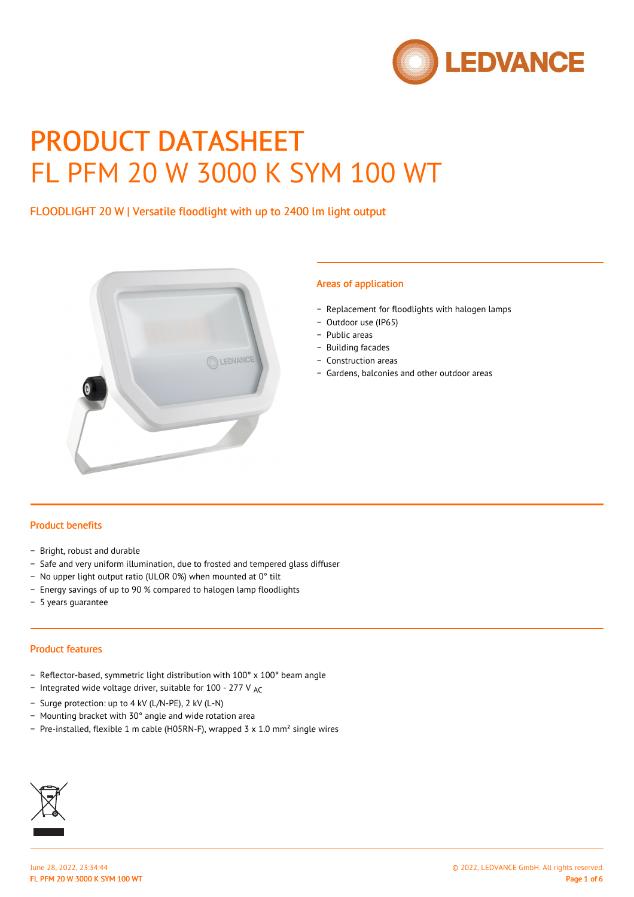# PRODUCT DATASHEET

# FL PFM 20 W 3000 K SYM 100 WT

FLOODLIGHT 20 W | Versatile floodlight with up to 2400 lm light output

## Areas of application

- Replacement for floodlights with halogen lamps
- Outdoor use (IP65)
- Public areas
- Building facades
- Construction areas
- Gardens, balconies and other outdoor areas

## Product benefits

- Bright, robust and durable
- Safe and very uniform illumination, due to frosted and tempered glass diffuser
- No upper light output ratio (ULOR 0%) when mounted at 0° tilt
- Energy savings of up to 90 % compared to halogen lamp floodlights
- 5 years guarantee

## Product features

- Reflector-based, symmetric light distribution with 100° x 100° beam angle
- Integrated wide voltage driver, suitable for 100 - 277 $V_{AC}$
- Surge protection: up to 4 kV (L/N-PE), 2 kV (L-N)
- Mounting bracket with 30° angle and wide rotation area
- Pre-installed, flexible 1 m cable (H05RN-F), wrapped 3 x 1.0 mm² single wires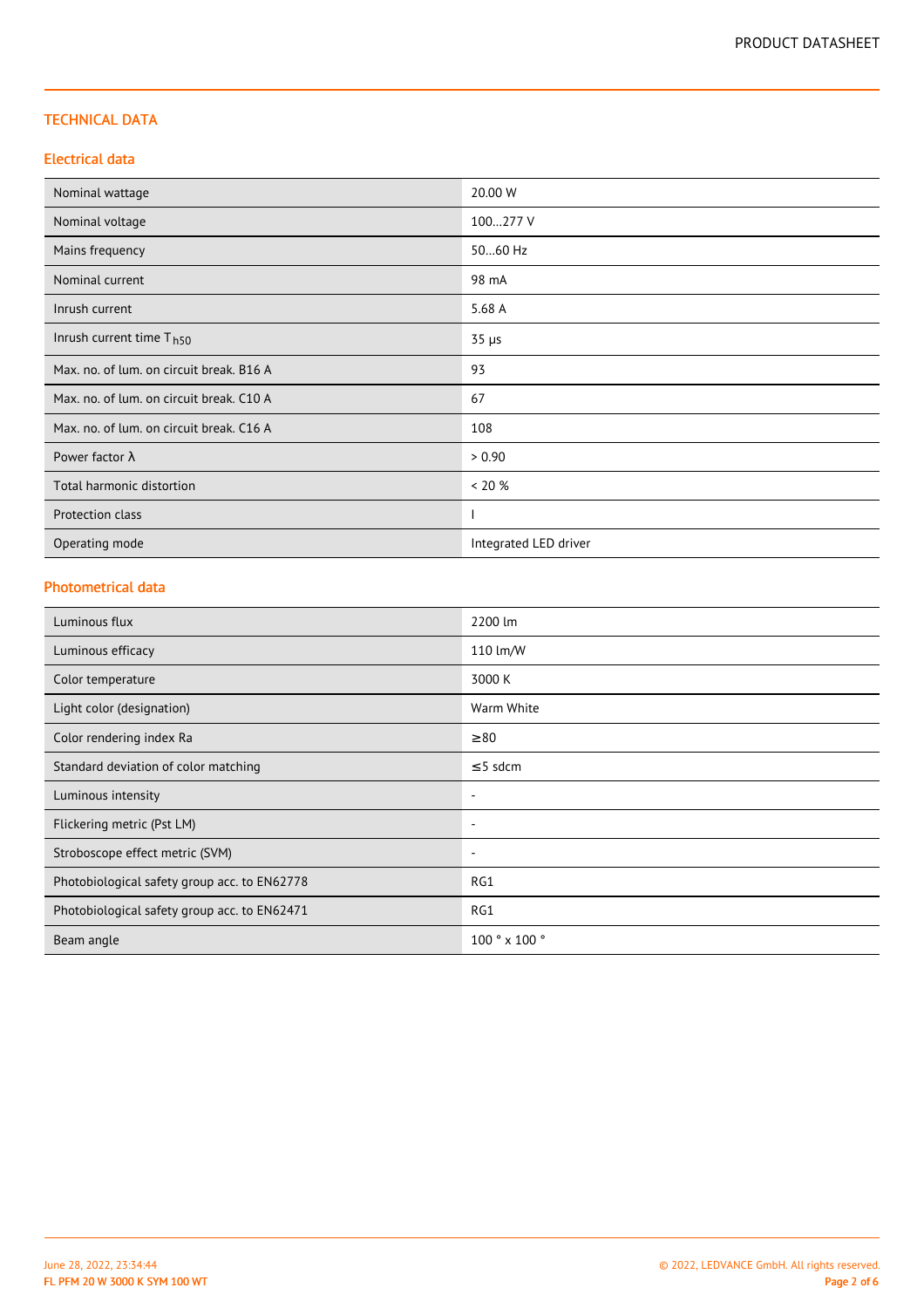## TECHNICAL DATA

### Electrical data

| | |
|---|---|
| Nominal wattage | 20.00 W |
| Nominal voltage | 100…277 V |
| Mains frequency | 50…60 Hz |
| Nominal current | 98 mA |
| Inrush current | 5.68 A |
| Inrush current time $T_{h50}$ | 35 µs |
| Max. no. of lum. on circuit break. B16 A | 93 |
| Max. no. of lum. on circuit break. C10 A | 67 |
| Max. no. of lum. on circuit break. C16 A | 108 |
| Power factor λ | > 0.90 |
| Total harmonic distortion | < 20 % |
| Protection class | I |
| Operating mode | Integrated LED driver |

### Photometrical data

| | |
|---|---|
| Luminous flux | 2200 lm |
| Luminous efficacy | 110 lm/W |
| Color temperature | 3000 K |
| Light color (designation) | Warm White |
| Color rendering index Ra | ≥80 |
| Standard deviation of color matching | ≤5 sdcm |
| Luminous intensity | - |
| Flickering metric (Pst LM) | - |
| Stroboscope effect metric (SVM) | - |
| Photobiological safety group acc. to EN62778 | RG1 |
| Photobiological safety group acc. to EN62471 | RG1 |
| Beam angle | 100 ° x 100 ° |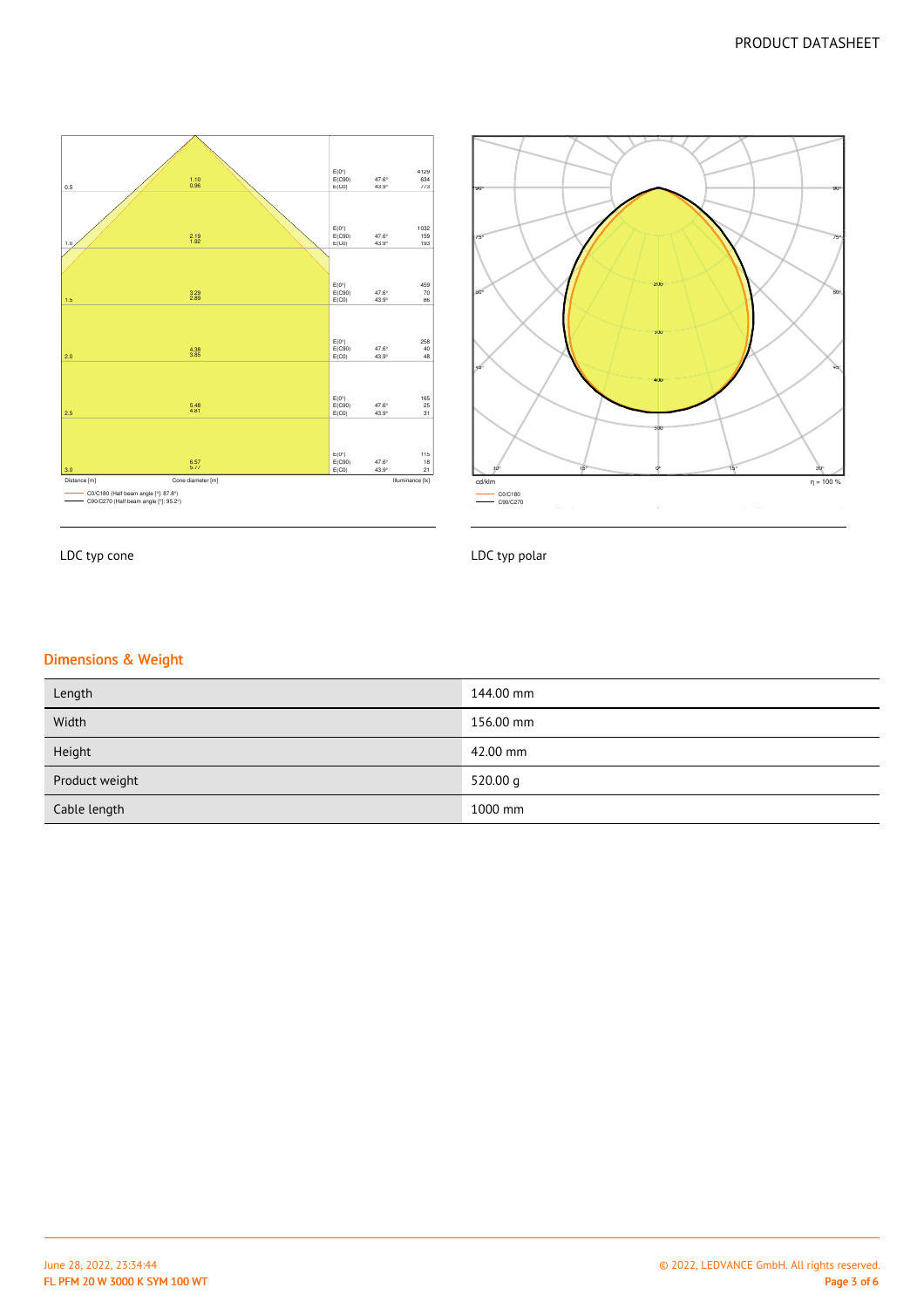LDC typ cone

LDC typ polar

## Dimensions & Weight

| Length | 144.00 mm |
|---|---|
| Width | 156.00 mm |
| Height | 42.00 mm |
| Product weight | 520.00 g |
| Cable length | 1000 mm |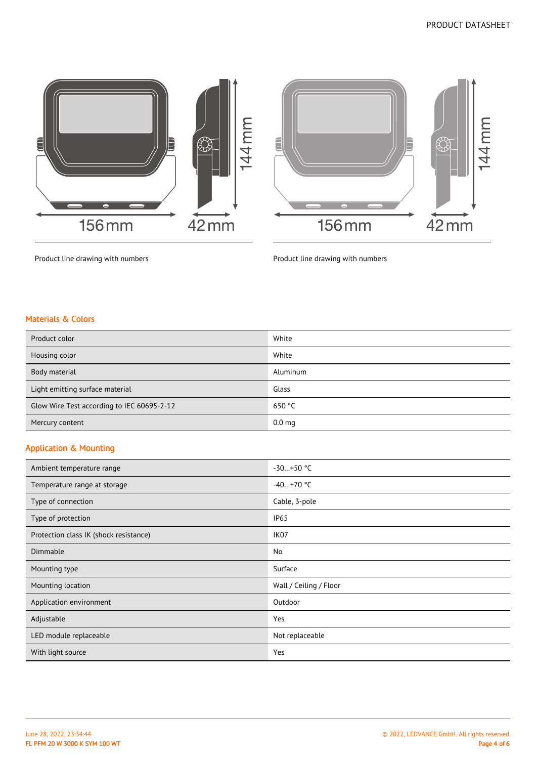156 mm 42 mm 144 mm

Product line drawing with numbers

156 mm 42 mm 144 mm

Product line drawing with numbers

## Materials & Colors

| | |
|---|---|
| Product color | White |
| Housing color | White |
| Body material | Aluminum |
| Light emitting surface material | Glass |
| Glow Wire Test according to IEC 60695-2-12 | 650 °C |
| Mercury content | 0.0 mg |

## Application & Mounting

| | |
|---|---|
| Ambient temperature range | -30…+50 °C |
| Temperature range at storage | -40…+70 °C |
| Type of connection | Cable, 3-pole |
| Type of protection | IP65 |
| Protection class IK (shock resistance) | IK07 |
| Dimmable | No |
| Mounting type | Surface |
| Mounting location | Wall / Ceiling / Floor |
| Application environment | Outdoor |
| Adjustable | Yes |
| LED module replaceable | Not replaceable |
| With light source | Yes |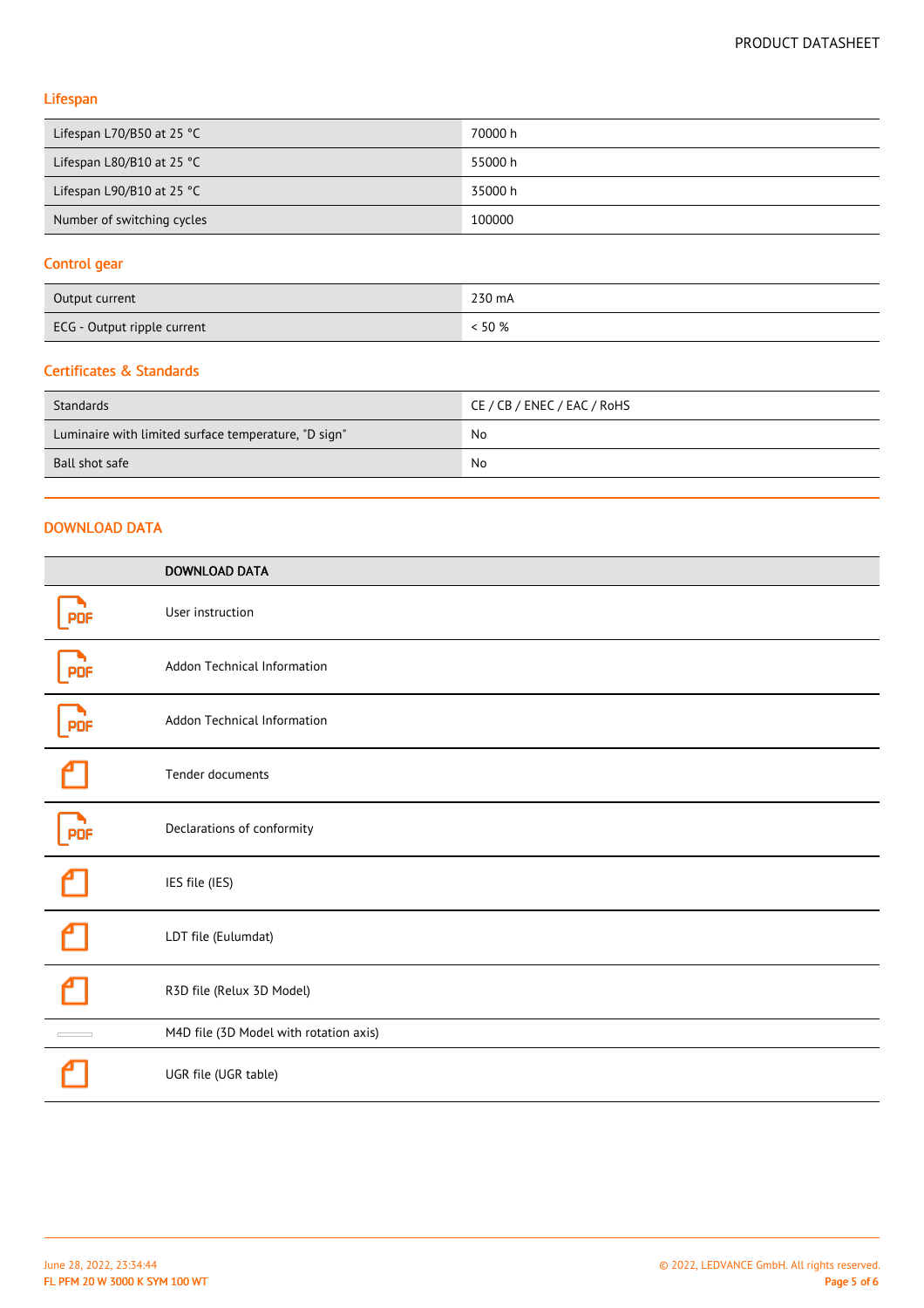### Lifespan

| | |
|---|---|
| Lifespan L70/B50 at 25 °C | 70000 h |
| Lifespan L80/B10 at 25 °C | 55000 h |
| Lifespan L90/B10 at 25 °C | 35000 h |
| Number of switching cycles | 100000 |

### Control gear

| | |
|---|---|
| Output current | 230 mA |
| ECG - Output ripple current | < 50 % |

### Certificates & Standards

| | |
|---|---|
| Standards | CE / CB / ENEC / EAC / RoHS |
| Luminaire with limited surface temperature, "D sign" | No |
| Ball shot safe | No |

## DOWNLOAD DATA

| | DOWNLOAD DATA |
|---|---|
| PDF | User instruction |
| PDF | Addon Technical Information |
| PDF | Addon Technical Information |
| | Tender documents |
| PDF | Declarations of conformity |
| | IES file (IES) |
| | LDT file (Eulumdat) |
| | R3D file (Relux 3D Model) |
| | M4D file (3D Model with rotation axis) |
| | UGR file (UGR table) |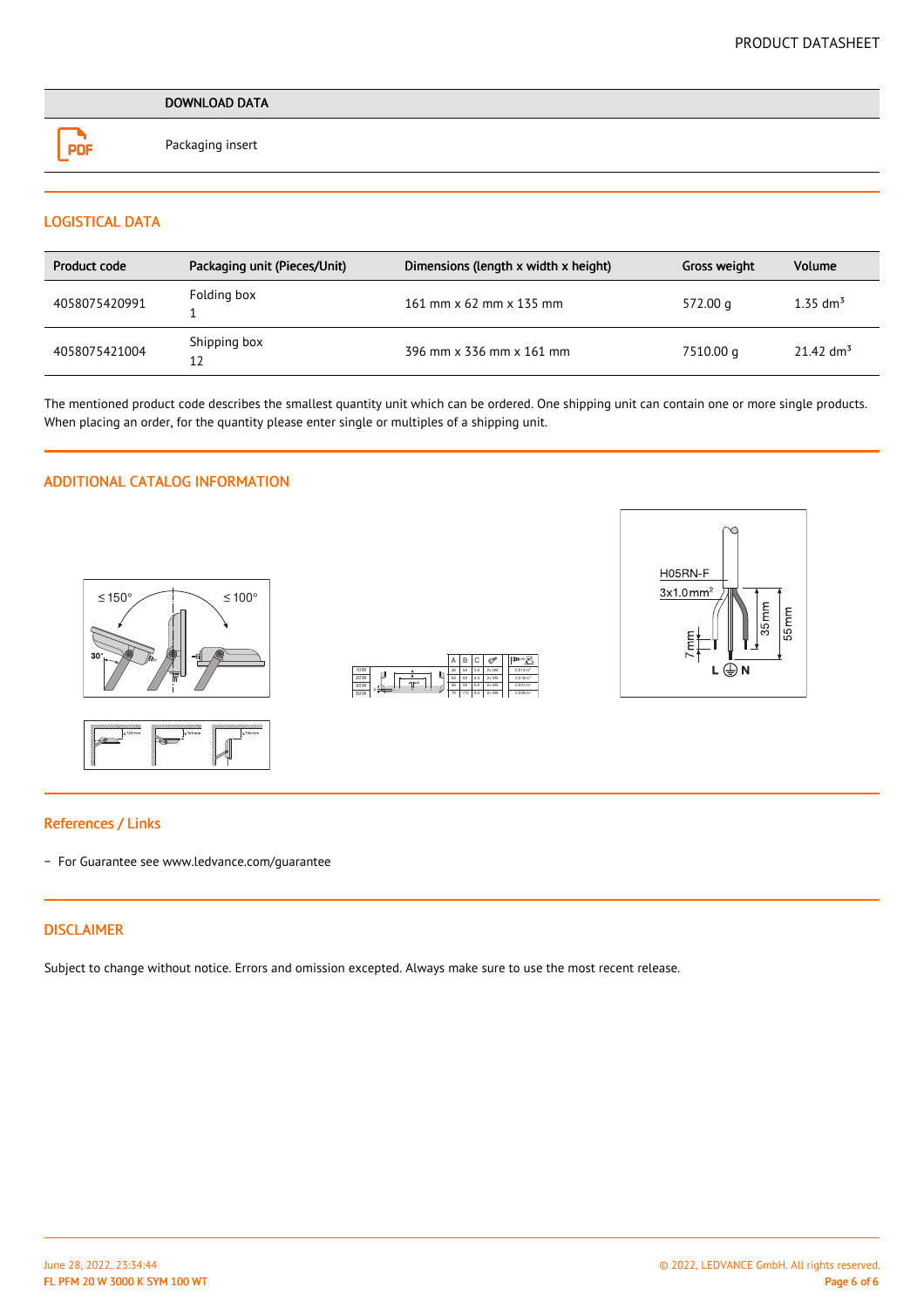| | DOWNLOAD DATA |
|---|---|
| PDF | Packaging insert |

## LOGISTICAL DATA

| Product code | Packaging unit (Pieces/Unit) | Dimensions (length x width x height) | Gross weight | Volume |
|---|---|---|---|---|
| 4058075420991 | Folding box 1 | 161 mm x 62 mm x 135 mm | 572.00 g | 1.35 dm³ |
| 4058075421004 | Shipping box 12 | 396 mm x 336 mm x 161 mm | 7510.00 g | 21.42 dm³ |

The mentioned product code describes the smallest quantity unit which can be ordered. One shipping unit can contain one or more single products. When placing an order, for the quantity please enter single or multiples of a shipping unit.

## ADDITIONAL CATALOG INFORMATION

≤ 150°
≤ 100°
30°

H05RN-F
3x1.0mm²
7 mm
35 mm
55 mm
L N

## References / Links

- For Guarantee see www.ledvance.com/guarantee

## DISCLAIMER

Subject to change without notice. Errors and omission excepted. Always make sure to use the most recent release.